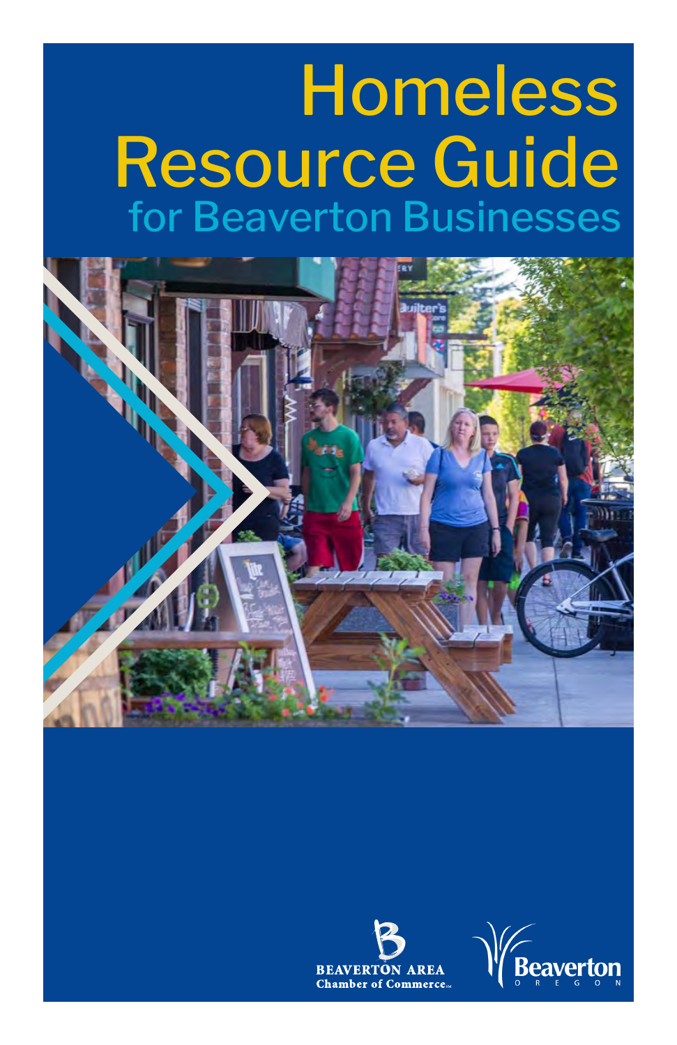# Homeless Resource Guide

## for Beaverton Businesses

BEAVERTON AREA Chamber of Commerce

Beaverton OREGON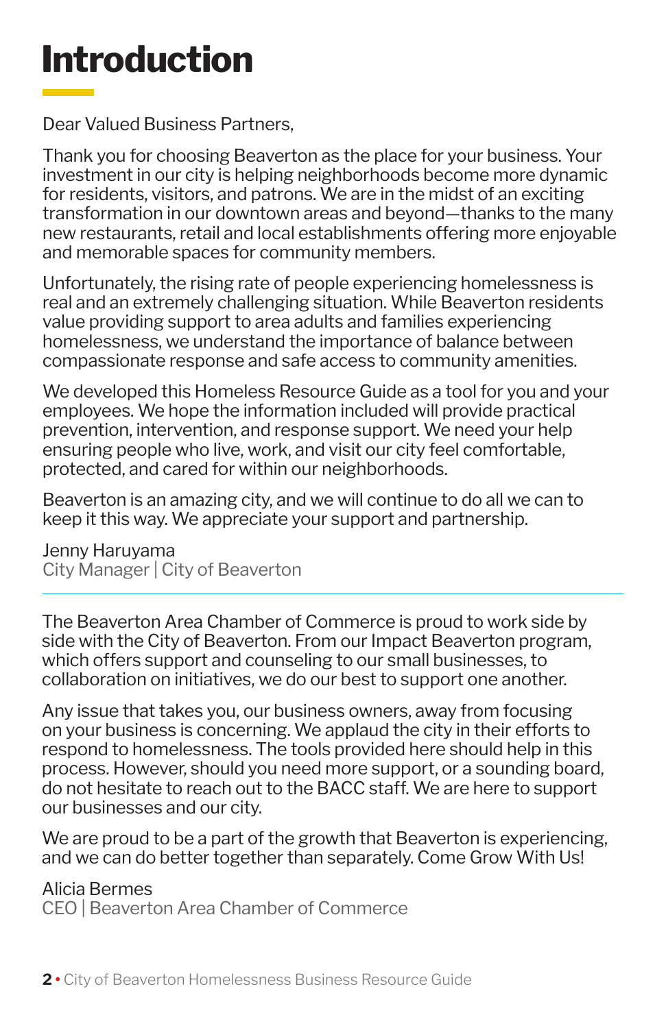# Introduction

Dear Valued Business Partners,

Thank you for choosing Beaverton as the place for your business. Your investment in our city is helping neighborhoods become more dynamic for residents, visitors, and patrons. We are in the midst of an exciting transformation in our downtown areas and beyond—thanks to the many new restaurants, retail and local establishments offering more enjoyable and memorable spaces for community members.

Unfortunately, the rising rate of people experiencing homelessness is real and an extremely challenging situation. While Beaverton residents value providing support to area adults and families experiencing homelessness, we understand the importance of balance between compassionate response and safe access to community amenities.

We developed this Homeless Resource Guide as a tool for you and your employees. We hope the information included will provide practical prevention, intervention, and response support. We need your help ensuring people who live, work, and visit our city feel comfortable, protected, and cared for within our neighborhoods.

Beaverton is an amazing city, and we will continue to do all we can to keep it this way. We appreciate your support and partnership.

Jenny Haruyama
City Manager | City of Beaverton

---

The Beaverton Area Chamber of Commerce is proud to work side by side with the City of Beaverton. From our Impact Beaverton program, which offers support and counseling to our small businesses, to collaboration on initiatives, we do our best to support one another.

Any issue that takes you, our business owners, away from focusing on your business is concerning. We applaud the city in their efforts to respond to homelessness. The tools provided here should help in this process. However, should you need more support, or a sounding board, do not hesitate to reach out to the BACC staff. We are here to support our businesses and our city.

We are proud to be a part of the growth that Beaverton is experiencing, and we can do better together than separately. Come Grow With Us!

Alicia Bermes
CEO | Beaverton Area Chamber of Commerce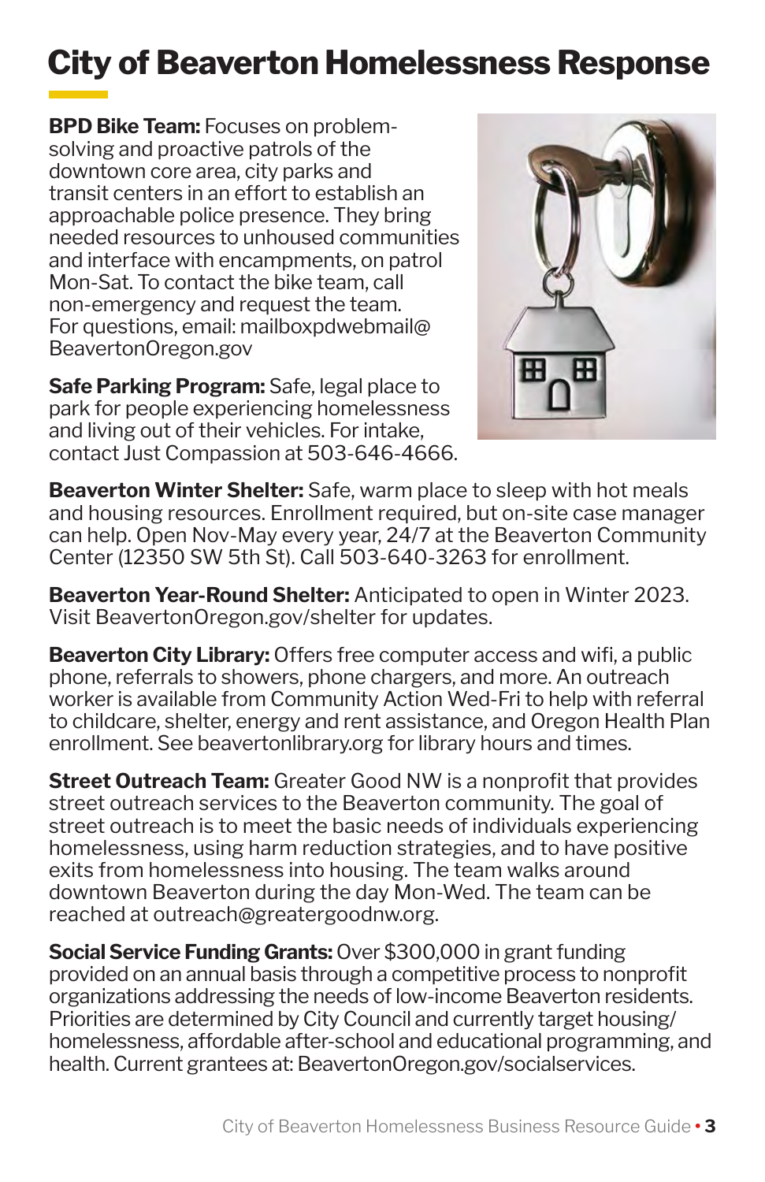# City of Beaverton Homelessness Response

**BPD Bike Team:** Focuses on problem-solving and proactive patrols of the downtown core area, city parks and transit centers in an effort to establish an approachable police presence. They bring needed resources to unhoused communities and interface with encampments, on patrol Mon-Sat. To contact the bike team, call non-emergency and request the team. For questions, email: mailboxpdwebmail@BeavertonOregon.gov

**Safe Parking Program:** Safe, legal place to park for people experiencing homelessness and living out of their vehicles. For intake, contact Just Compassion at 503-646-4666.

**Beaverton Winter Shelter:** Safe, warm place to sleep with hot meals and housing resources. Enrollment required, but on-site case manager can help. Open Nov-May every year, 24/7 at the Beaverton Community Center (12350 SW 5th St). Call 503-640-3263 for enrollment.

**Beaverton Year-Round Shelter:** Anticipated to open in Winter 2023. Visit BeavertonOregon.gov/shelter for updates.

**Beaverton City Library:** Offers free computer access and wifi, a public phone, referrals to showers, phone chargers, and more. An outreach worker is available from Community Action Wed-Fri to help with referral to childcare, shelter, energy and rent assistance, and Oregon Health Plan enrollment. See beavertonlibrary.org for library hours and times.

**Street Outreach Team:** Greater Good NW is a nonprofit that provides street outreach services to the Beaverton community. The goal of street outreach is to meet the basic needs of individuals experiencing homelessness, using harm reduction strategies, and to have positive exits from homelessness into housing. The team walks around downtown Beaverton during the day Mon-Wed. The team can be reached at outreach@greatergoodnw.org.

**Social Service Funding Grants:** Over $300,000 in grant funding provided on an annual basis through a competitive process to nonprofit organizations addressing the needs of low-income Beaverton residents. Priorities are determined by City Council and currently target housing/homelessness, affordable after-school and educational programming, and health. Current grantees at: BeavertonOregon.gov/socialservices.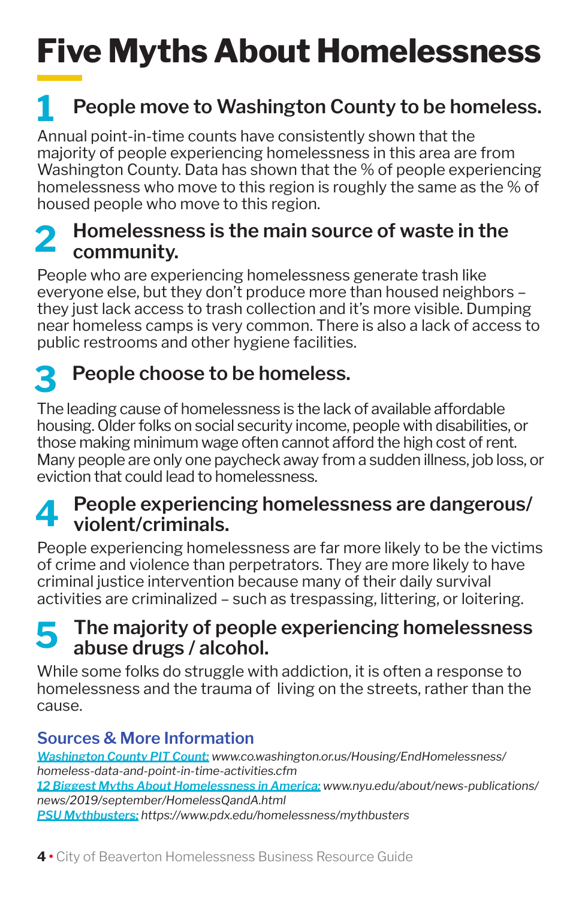# Five Myths About Homelessness

## 1 People move to Washington County to be homeless.

Annual point-in-time counts have consistently shown that the majority of people experiencing homelessness in this area are from Washington County. Data has shown that the % of people experiencing homelessness who move to this region is roughly the same as the % of housed people who move to this region.

## 2 Homelessness is the main source of waste in the community.

People who are experiencing homelessness generate trash like everyone else, but they don't produce more than housed neighbors – they just lack access to trash collection and it's more visible. Dumping near homeless camps is very common. There is also a lack of access to public restrooms and other hygiene facilities.

## 3 People choose to be homeless.

The leading cause of homelessness is the lack of available affordable housing. Older folks on social security income, people with disabilities, or those making minimum wage often cannot afford the high cost of rent. Many people are only one paycheck away from a sudden illness, job loss, or eviction that could lead to homelessness.

## 4 People experiencing homelessness are dangerous/violent/criminals.

People experiencing homelessness are far more likely to be the victims of crime and violence than perpetrators. They are more likely to have criminal justice intervention because many of their daily survival activities are criminalized – such as trespassing, littering, or loitering.

## 5 The majority of people experiencing homelessness abuse drugs / alcohol.

While some folks do struggle with addiction, it is often a response to homelessness and the trauma of living on the streets, rather than the cause.

### Sources & More Information

*Washington County PIT Count: www.co.washington.or.us/Housing/EndHomelessness/homeless-data-and-point-in-time-activities.cfm*

*12 Biggest Myths About Homelessness in America: www.nyu.edu/about/news-publications/news/2019/september/HomelessQandA.html*

*PSU Mythbusters: https://www.pdx.edu/homelessness/mythbusters*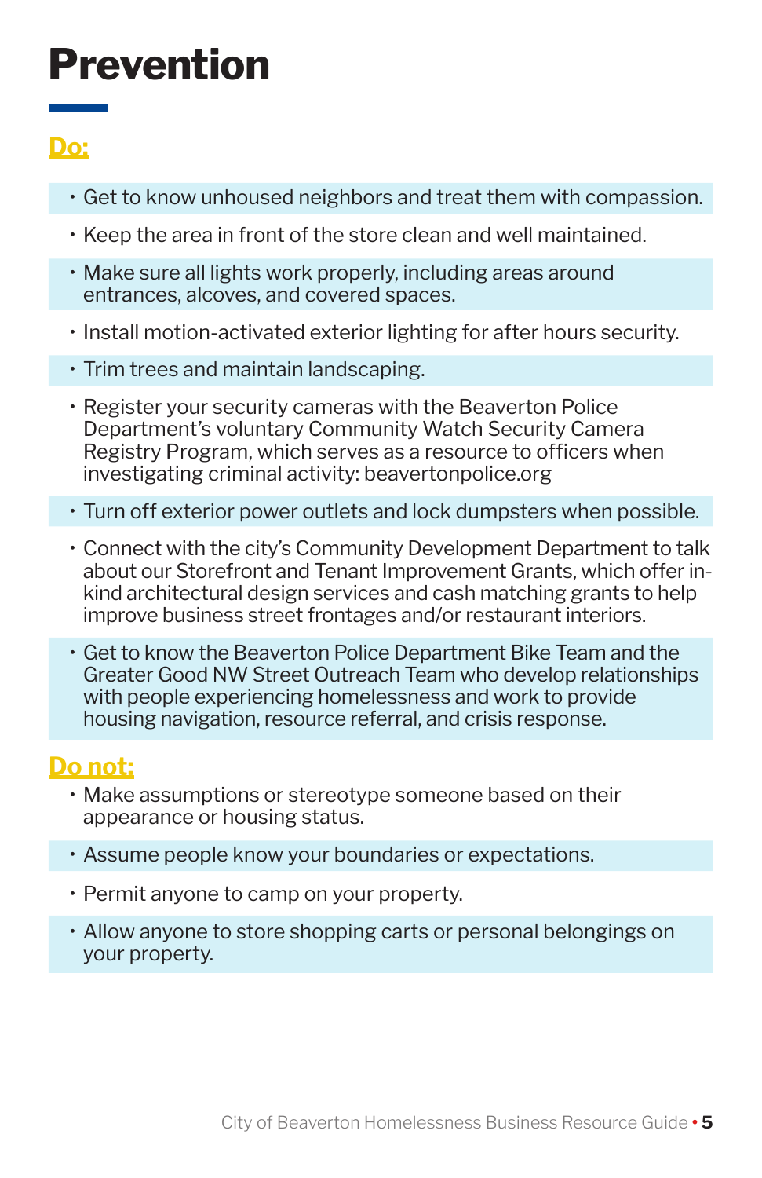# Prevention

## Do:

- Get to know unhoused neighbors and treat them with compassion.
- Keep the area in front of the store clean and well maintained.
- Make sure all lights work properly, including areas around entrances, alcoves, and covered spaces.
- Install motion-activated exterior lighting for after hours security.
- Trim trees and maintain landscaping.
- Register your security cameras with the Beaverton Police Department's voluntary Community Watch Security Camera Registry Program, which serves as a resource to officers when investigating criminal activity: beavertonpolice.org
- Turn off exterior power outlets and lock dumpsters when possible.
- Connect with the city's Community Development Department to talk about our Storefront and Tenant Improvement Grants, which offer in-kind architectural design services and cash matching grants to help improve business street frontages and/or restaurant interiors.
- Get to know the Beaverton Police Department Bike Team and the Greater Good NW Street Outreach Team who develop relationships with people experiencing homelessness and work to provide housing navigation, resource referral, and crisis response.

## Do not:

- Make assumptions or stereotype someone based on their appearance or housing status.
- Assume people know your boundaries or expectations.
- Permit anyone to camp on your property.
- Allow anyone to store shopping carts or personal belongings on your property.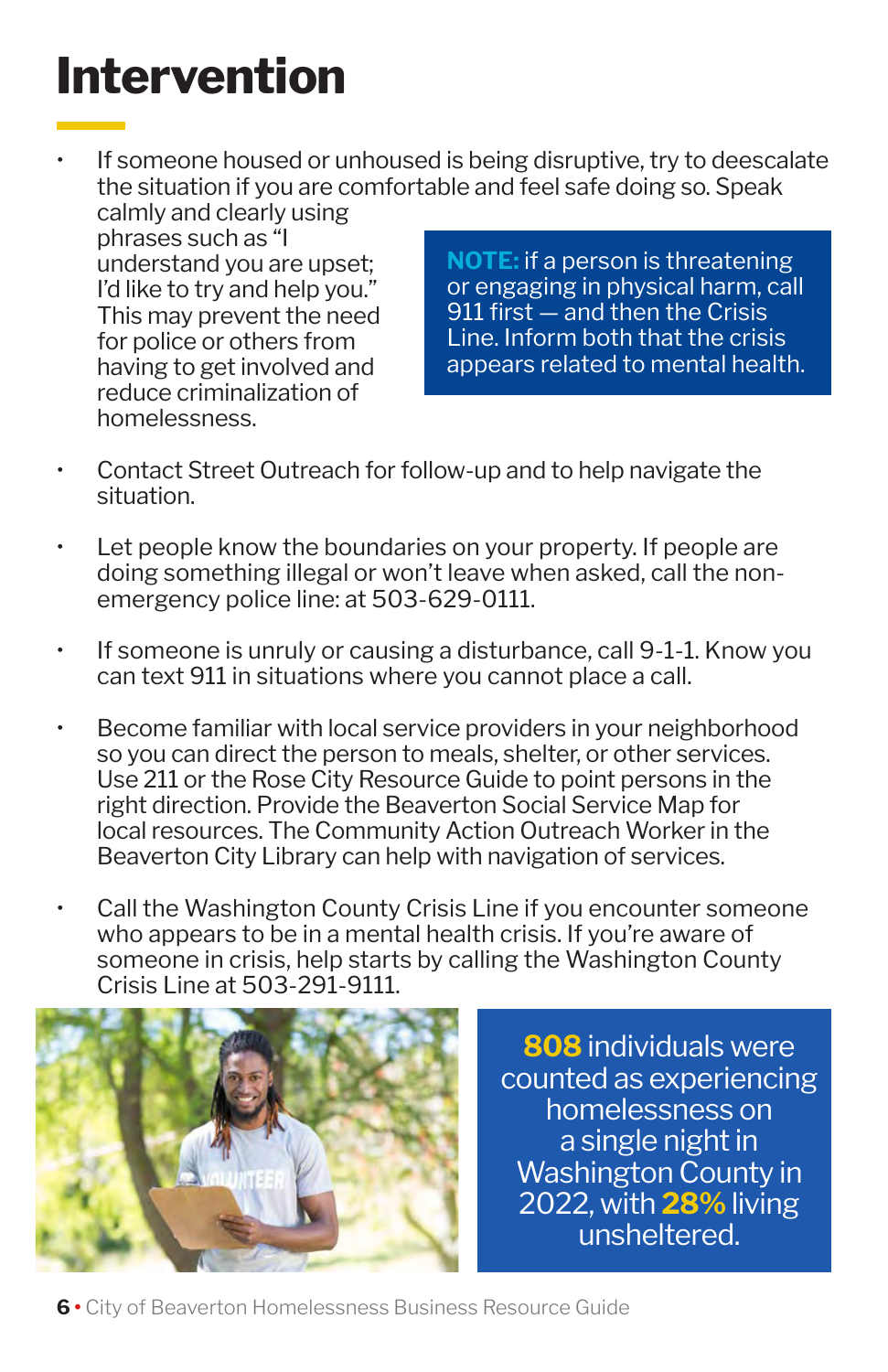# Intervention

- If someone housed or unhoused is being disruptive, try to deescalate the situation if you are comfortable and feel safe doing so. Speak calmly and clearly using phrases such as "I understand you are upset; I'd like to try and help you." This may prevent the need for police or others from having to get involved and reduce criminalization of homelessness.

> **NOTE:** if a person is threatening or engaging in physical harm, call 911 first — and then the Crisis Line. Inform both that the crisis appears related to mental health.

- Contact Street Outreach for follow-up and to help navigate the situation.
- Let people know the boundaries on your property. If people are doing something illegal or won't leave when asked, call the non-emergency police line: at 503-629-0111.
- If someone is unruly or causing a disturbance, call 9-1-1. Know you can text 911 in situations where you cannot place a call.
- Become familiar with local service providers in your neighborhood so you can direct the person to meals, shelter, or other services. Use 211 or the Rose City Resource Guide to point persons in the right direction. Provide the Beaverton Social Service Map for local resources. The Community Action Outreach Worker in the Beaverton City Library can help with navigation of services.
- Call the Washington County Crisis Line if you encounter someone who appears to be in a mental health crisis. If you're aware of someone in crisis, help starts by calling the Washington County Crisis Line at 503-291-9111.

**808** individuals were counted as experiencing homelessness on a single night in Washington County in 2022, with **28%** living unsheltered.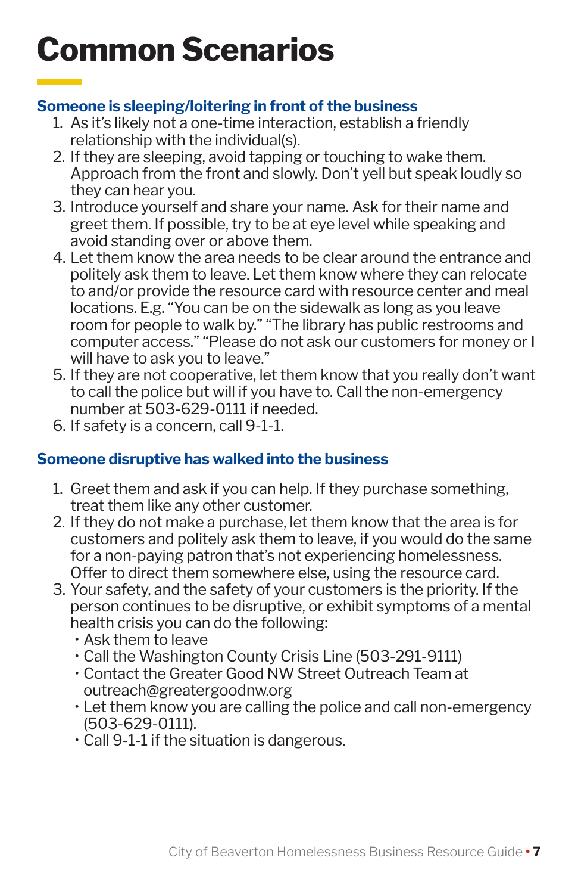# Common Scenarios

### Someone is sleeping/loitering in front of the business

1. As it's likely not a one-time interaction, establish a friendly relationship with the individual(s).
2. If they are sleeping, avoid tapping or touching to wake them. Approach from the front and slowly. Don't yell but speak loudly so they can hear you.
3. Introduce yourself and share your name. Ask for their name and greet them. If possible, try to be at eye level while speaking and avoid standing over or above them.
4. Let them know the area needs to be clear around the entrance and politely ask them to leave. Let them know where they can relocate to and/or provide the resource card with resource center and meal locations. E.g. "You can be on the sidewalk as long as you leave room for people to walk by." "The library has public restrooms and computer access." "Please do not ask our customers for money or I will have to ask you to leave."
5. If they are not cooperative, let them know that you really don't want to call the police but will if you have to. Call the non-emergency number at 503-629-0111 if needed.
6. If safety is a concern, call 9-1-1.

### Someone disruptive has walked into the business

1. Greet them and ask if you can help. If they purchase something, treat them like any other customer.
2. If they do not make a purchase, let them know that the area is for customers and politely ask them to leave, if you would do the same for a non-paying patron that's not experiencing homelessness. Offer to direct them somewhere else, using the resource card.
3. Your safety, and the safety of your customers is the priority. If the person continues to be disruptive, or exhibit symptoms of a mental health crisis you can do the following:
   - Ask them to leave
   - Call the Washington County Crisis Line (503-291-9111)
   - Contact the Greater Good NW Street Outreach Team at outreach@greatergoodnw.org
   - Let them know you are calling the police and call non-emergency (503-629-0111).
   - Call 9-1-1 if the situation is dangerous.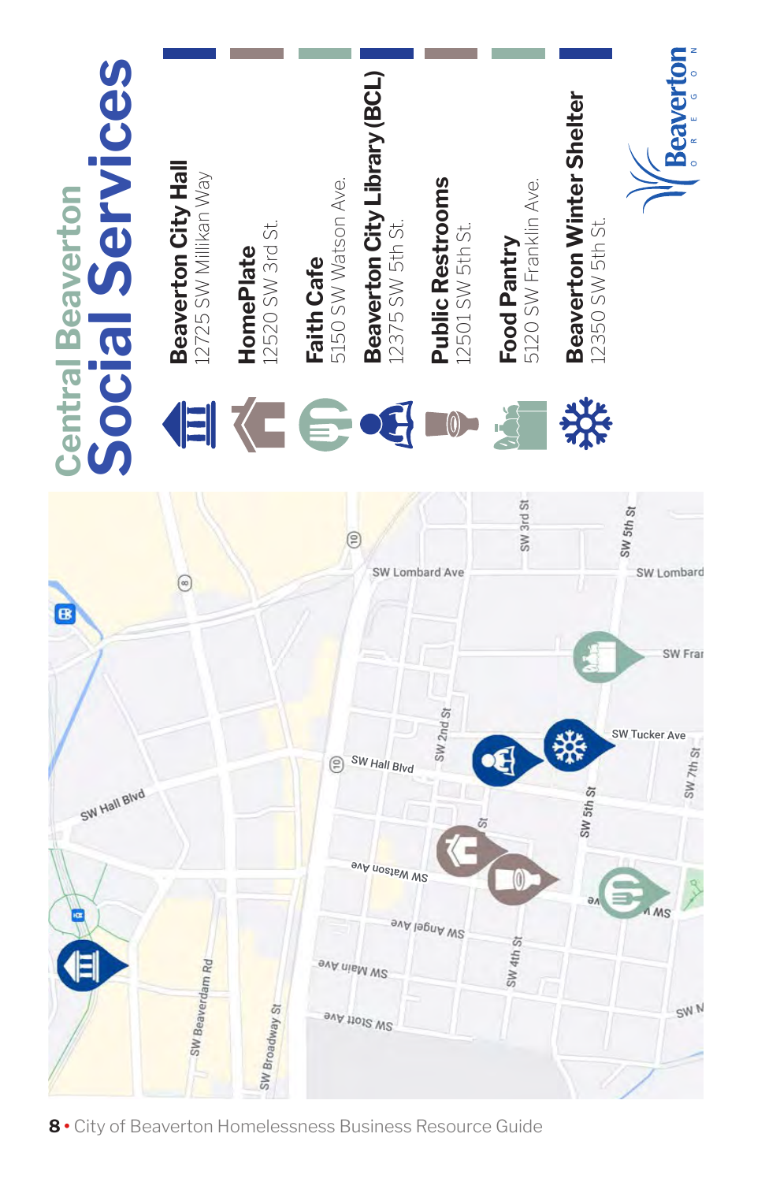# Central Beaverton Social Services

**Beaverton City Hall**
12725 SW Millikan Way

**HomePlate**
12520 SW 3rd St.

**Faith Cafe**
5150 SW Watson Ave.

**Beaverton City Library (BCL)**
12375 SW 5th St.

**Public Restrooms**
12501 SW 5th St.

**Food Pantry**
5120 SW Franklin Ave.

**Beaverton Winter Shelter**
12350 SW 5th St.

Beaverton OREGON

SW Hall Blvd
SW Beaverdam Rd
SW Broadway St
SW Lombard Ave
SW 3rd St
SW 5th St
SW Lombard
SW Franklin
SW 2nd St
SW Hall Blvd
SW Tucker Ave
SW 7th St
SW Watson Ave
SW Angel Ave
SW Main Ave
SW Stott Ave
SW 4th St
SW 5th St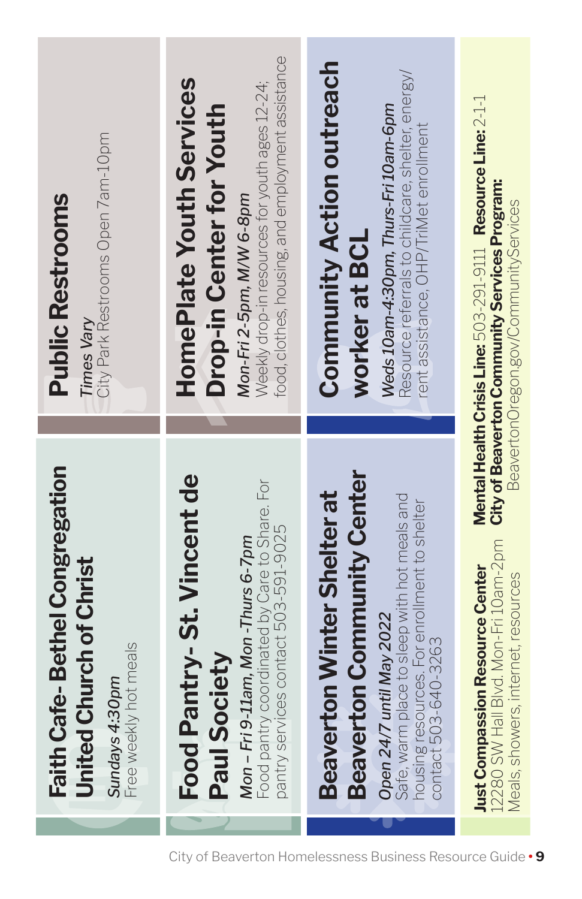## Faith Cafe- Bethel Congregation United Church of Christ

*Sundays 4:30pm*
Free weekly hot meals

## Food Pantry- St. Vincent de Paul Society

*Mon – Fri 9-11am, Mon -Thurs 6-7pm*
Food pantry coordinated by Care to Share. For pantry services contact 503-591-9025

## Beaverton Winter Shelter at Beaverton Community Center

*Open 24/7 until May 2022*
Safe, warm place to sleep with hot meals and housing resources. For enrollment to shelter contact 503-640-3263

## Public Restrooms

*Times Vary*
City Park Restrooms Open 7am-10pm

## HomePlate Youth Services Drop-in Center for Youth

*Mon-Fri 2-5pm, M/W 6-8pm*
Weekly drop-in resources for youth ages 12-24; food, clothes, housing, and employment assistance

## Community Action outreach worker at BCL

*Weds 10am-4:30pm, Thurs-Fri 10am-6pm*
Resource referrals to childcare, shelter, energy/rent assistance, OHP/TriMet enrollment

**Just Compassion Resource Center**
12280 SW Hall Blvd. Mon-Fri 10am-2pm
Meals, showers, internet, resources

**Mental Health Crisis Line:** 503-291-9111 **Resource Line:** 2-1-1
**City of Beaverton Community Services Program:**
BeavertonOregon.gov/CommunityServices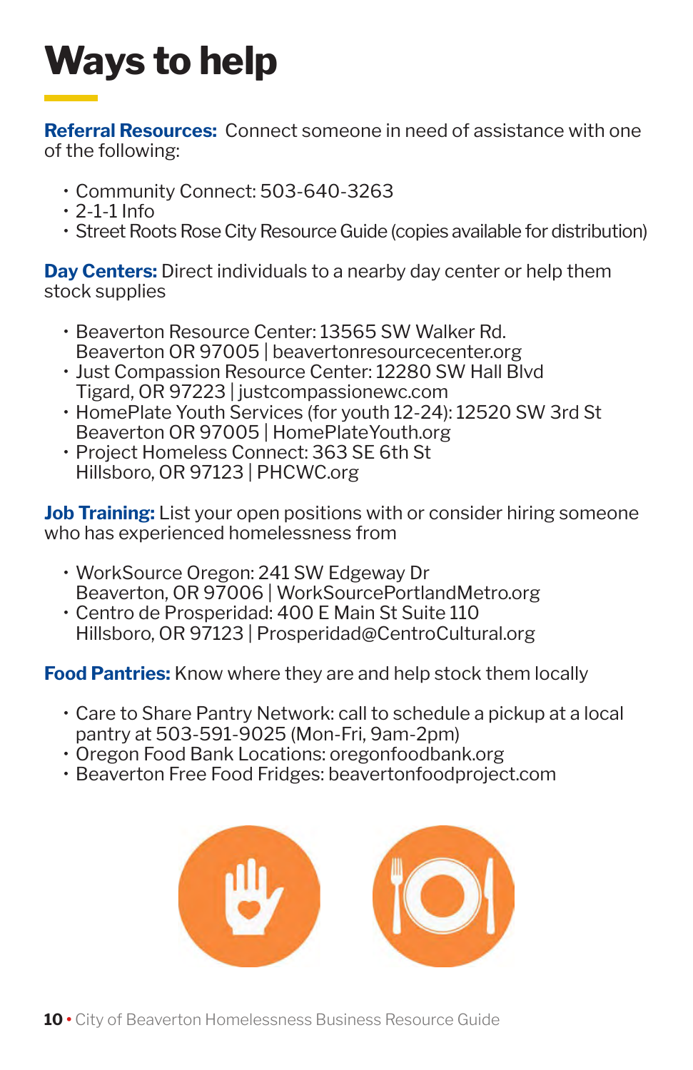# Ways to help

**Referral Resources:** Connect someone in need of assistance with one of the following:

- Community Connect: 503-640-3263
- 2-1-1 Info
- Street Roots Rose City Resource Guide (copies available for distribution)

**Day Centers:** Direct individuals to a nearby day center or help them stock supplies

- Beaverton Resource Center: 13565 SW Walker Rd. Beaverton OR 97005 | beavertonresourcecenter.org
- Just Compassion Resource Center: 12280 SW Hall Blvd Tigard, OR 97223 | justcompassionewc.com
- HomePlate Youth Services (for youth 12-24): 12520 SW 3rd St Beaverton OR 97005 | HomePlateYouth.org
- Project Homeless Connect: 363 SE 6th St Hillsboro, OR 97123 | PHCWC.org

**Job Training:** List your open positions with or consider hiring someone who has experienced homelessness from

- WorkSource Oregon: 241 SW Edgeway Dr Beaverton, OR 97006 | WorkSourcePortlandMetro.org
- Centro de Prosperidad: 400 E Main St Suite 110 Hillsboro, OR 97123 | Prosperidad@CentroCultural.org

**Food Pantries:** Know where they are and help stock them locally

- Care to Share Pantry Network: call to schedule a pickup at a local pantry at 503-591-9025 (Mon-Fri, 9am-2pm)
- Oregon Food Bank Locations: oregonfoodbank.org
- Beaverton Free Food Fridges: beavertonfoodproject.com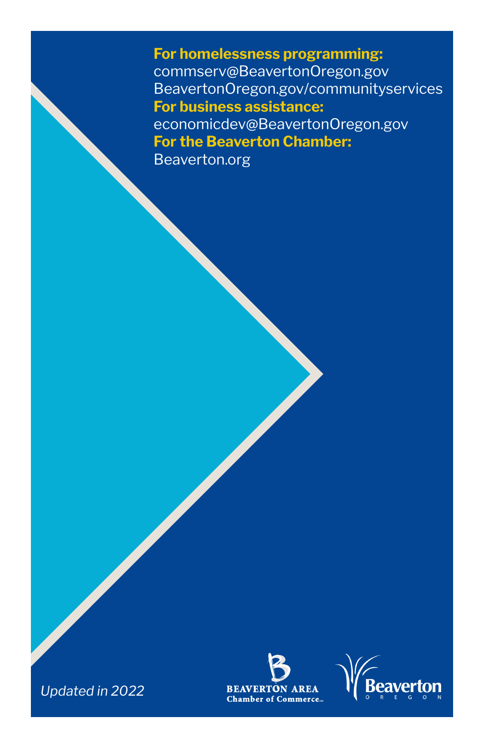**For homelessness programming:**
commserv@BeavertonOregon.gov
BeavertonOregon.gov/communityservices
**For business assistance:**
economicdev@BeavertonOregon.gov
**For the Beaverton Chamber:**
Beaverton.org

*Updated in 2022*

BEAVERTON AREA
Chamber of Commerce

Beaverton
OREGON